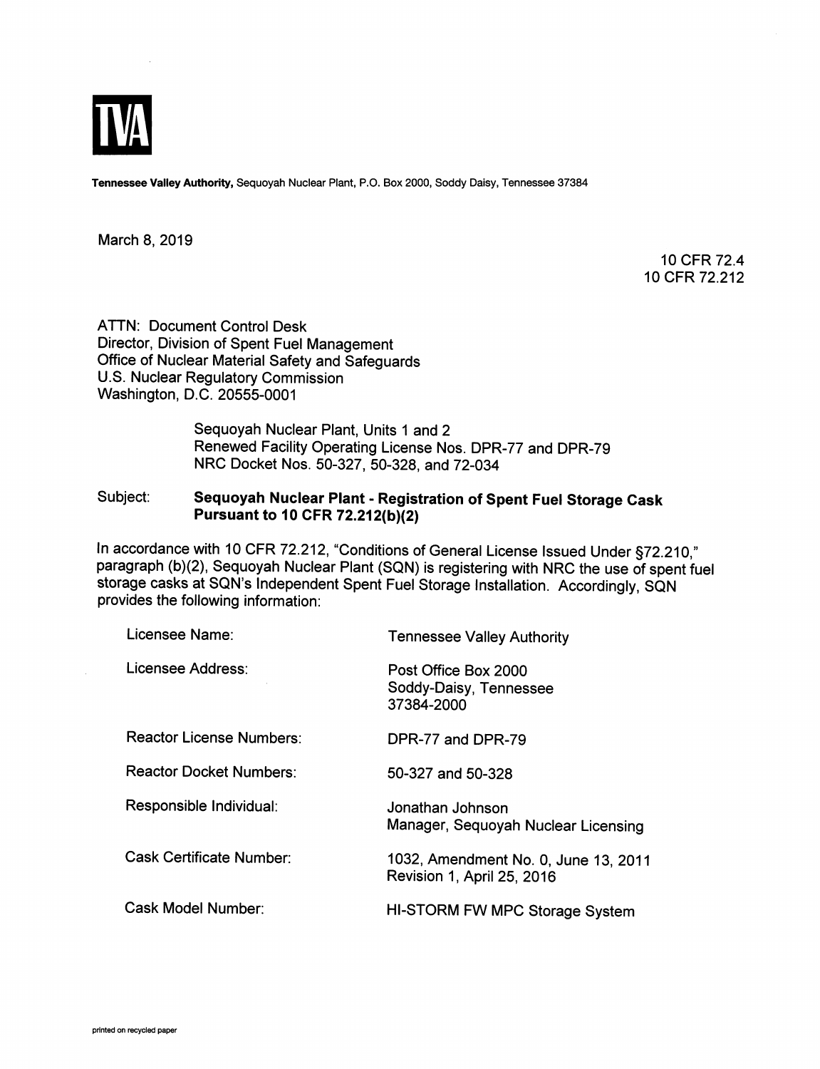TVA

**Tennessee Valley Authority,** Sequoyah Nuclear Plant, P.O. Box 2000, Soddy Daisy, Tennessee 37384

March 8, 2019

10 CFR 72.4
10 CFR 72.212

ATTN: Document Control Desk
Director, Division of Spent Fuel Management
Office of Nuclear Material Safety and Safeguards
U.S. Nuclear Regulatory Commission
Washington, D.C. 20555-0001

Sequoyah Nuclear Plant, Units 1 and 2
Renewed Facility Operating License Nos. DPR-77 and DPR-79
NRC Docket Nos. 50-327, 50-328, and 72-034

Subject: **Sequoyah Nuclear Plant - Registration of Spent Fuel Storage Cask Pursuant to 10 CFR 72.212(b)(2)**

In accordance with 10 CFR 72.212, "Conditions of General License Issued Under §72.210," paragraph (b)(2), Sequoyah Nuclear Plant (SQN) is registering with NRC the use of spent fuel storage casks at SQN's Independent Spent Fuel Storage Installation. Accordingly, SQN provides the following information:

| | |
|---|---|
| Licensee Name: | Tennessee Valley Authority |
| Licensee Address: | Post Office Box 2000<br>Soddy-Daisy, Tennessee<br>37384-2000 |
| Reactor License Numbers: | DPR-77 and DPR-79 |
| Reactor Docket Numbers: | 50-327 and 50-328 |
| Responsible Individual: | Jonathan Johnson<br>Manager, Sequoyah Nuclear Licensing |
| Cask Certificate Number: | 1032, Amendment No. 0, June 13, 2011<br>Revision 1, April 25, 2016 |
| Cask Model Number: | HI-STORM FW MPC Storage System |

printed on recycled paper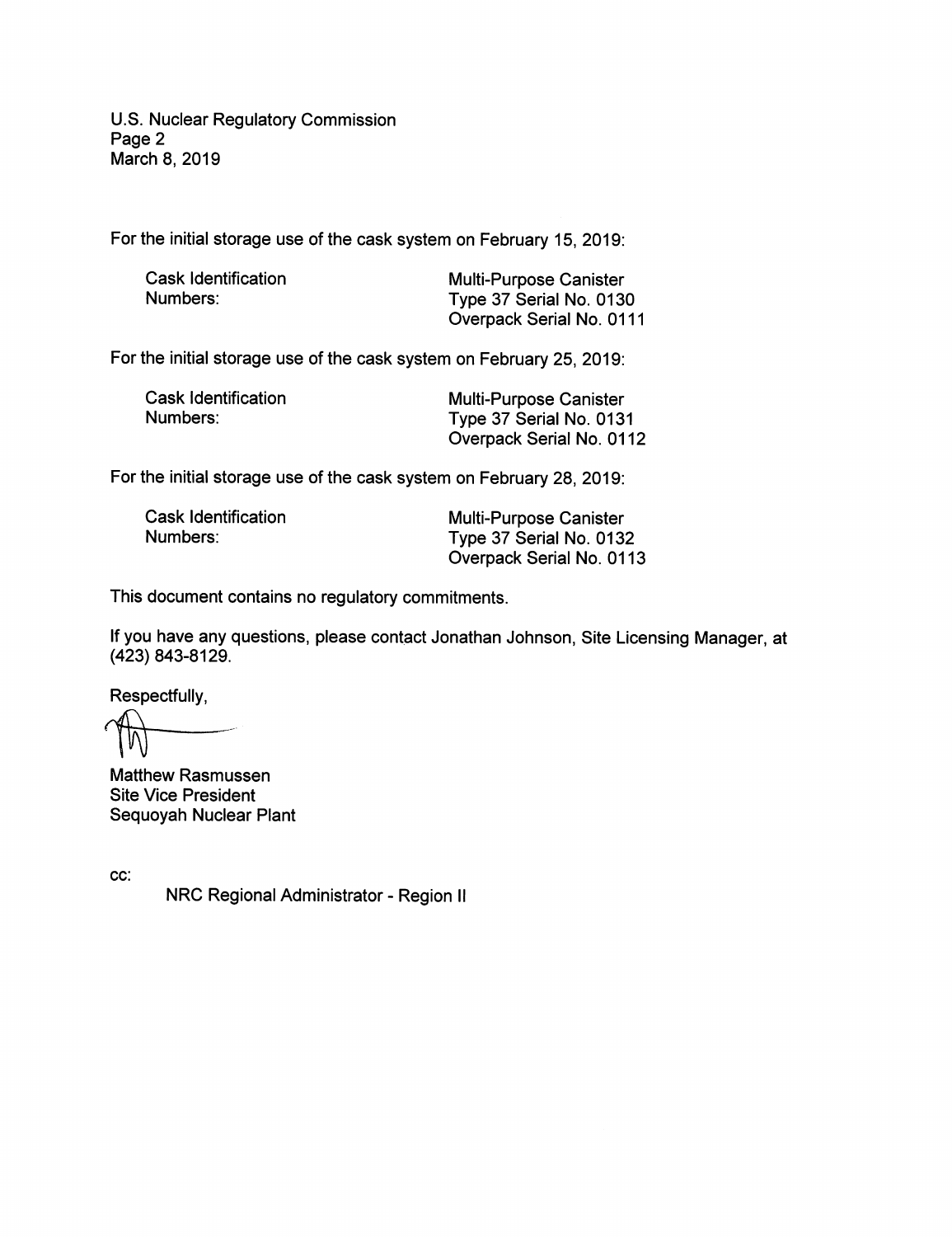For the initial storage use of the cask system on February 15, 2019:

| | |
|---|---|
| Cask Identification Numbers: | Multi-Purpose Canister Type 37 Serial No. 0130 Overpack Serial No. 0111 |

For the initial storage use of the cask system on February 25, 2019:

| | |
|---|---|
| Cask Identification Numbers: | Multi-Purpose Canister Type 37 Serial No. 0131 Overpack Serial No. 0112 |

For the initial storage use of the cask system on February 28, 2019:

| | |
|---|---|
| Cask Identification Numbers: | Multi-Purpose Canister Type 37 Serial No. 0132 Overpack Serial No. 0113 |

This document contains no regulatory commitments.

If you have any questions, please contact Jonathan Johnson, Site Licensing Manager, at (423) 843-8129.

Respectfully,

Matthew Rasmussen
Site Vice President
Sequoyah Nuclear Plant

cc:

NRC Regional Administrator - Region II